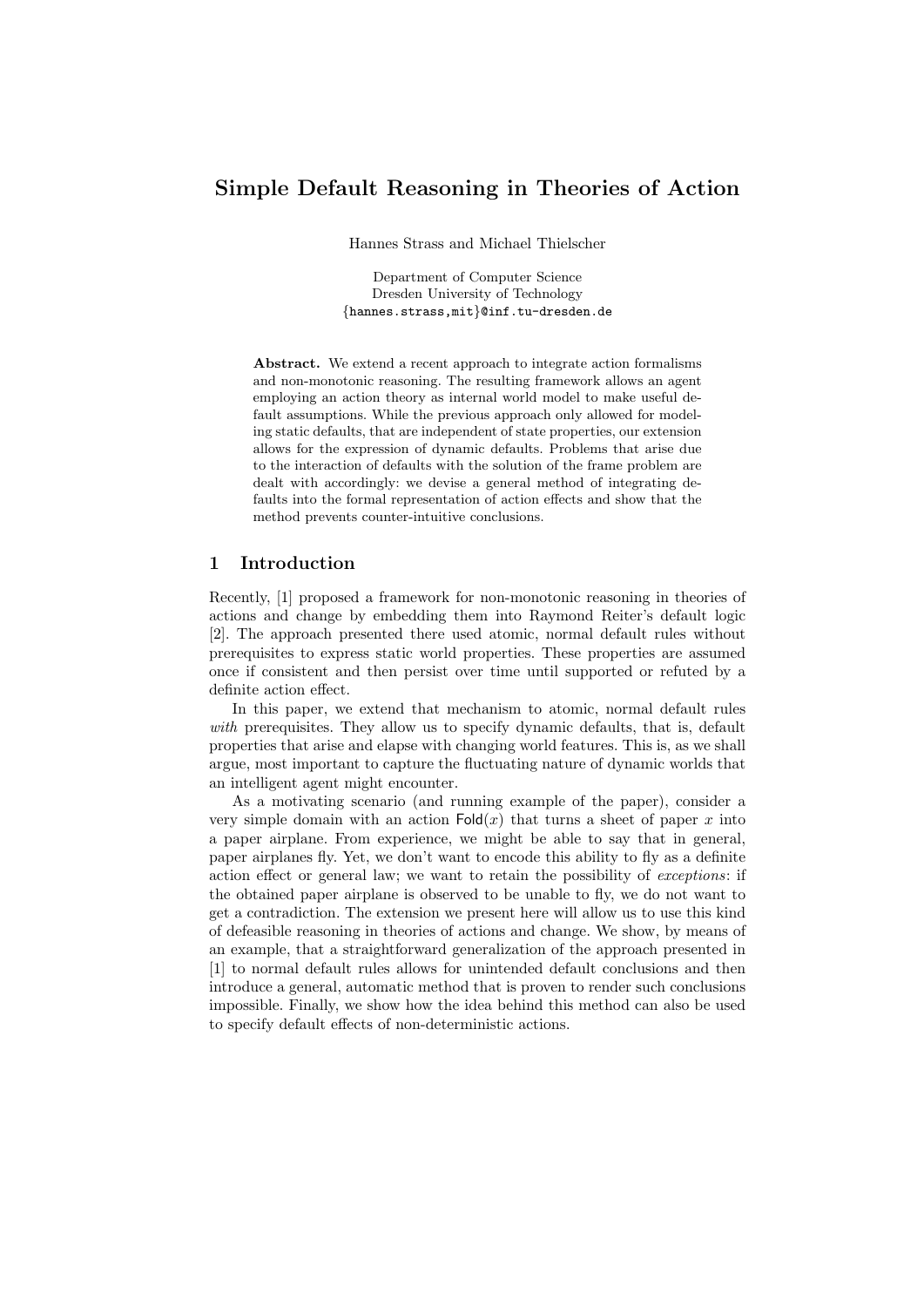# Simple Default Reasoning in Theories of Action

Hannes Strass and Michael Thielscher

Department of Computer Science
Dresden University of Technology
{hannes.strass,mit}@inf.tu-dresden.de

**Abstract.** We extend a recent approach to integrate action formalisms and non-monotonic reasoning. The resulting framework allows an agent employing an action theory as internal world model to make useful default assumptions. While the previous approach only allowed for modeling static defaults, that are independent of state properties, our extension allows for the expression of dynamic defaults. Problems that arise due to the interaction of defaults with the solution of the frame problem are dealt with accordingly: we devise a general method of integrating defaults into the formal representation of action effects and show that the method prevents counter-intuitive conclusions.

## 1 Introduction

Recently, [1] proposed a framework for non-monotonic reasoning in theories of actions and change by embedding them into Raymond Reiter's default logic [2]. The approach presented there used atomic, normal default rules without prerequisites to express static world properties. These properties are assumed once if consistent and then persist over time until supported or refuted by a definite action effect.

In this paper, we extend that mechanism to atomic, normal default rules *with* prerequisites. They allow us to specify dynamic defaults, that is, default properties that arise and elapse with changing world features. This is, as we shall argue, most important to capture the fluctuating nature of dynamic worlds that an intelligent agent might encounter.

As a motivating scenario (and running example of the paper), consider a very simple domain with an action $\mathsf{Fold}(x)$ that turns a sheet of paper $x$ into a paper airplane. From experience, we might be able to say that in general, paper airplanes fly. Yet, we don't want to encode this ability to fly as a definite action effect or general law; we want to retain the possibility of *exceptions*: if the obtained paper airplane is observed to be unable to fly, we do not want to get a contradiction. The extension we present here will allow us to use this kind of defeasible reasoning in theories of actions and change. We show, by means of an example, that a straightforward generalization of the approach presented in [1] to normal default rules allows for unintended default conclusions and then introduce a general, automatic method that is proven to render such conclusions impossible. Finally, we show how the idea behind this method can also be used to specify default effects of non-deterministic actions.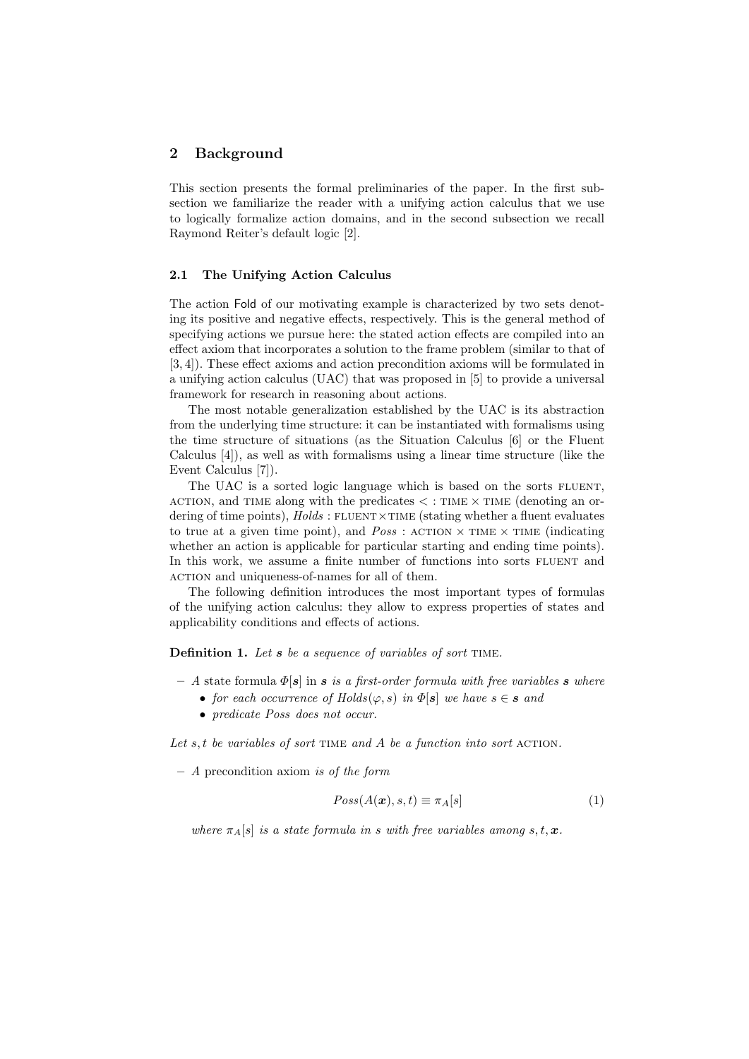## 2 Background

This section presents the formal preliminaries of the paper. In the first subsection we familiarize the reader with a unifying action calculus that we use to logically formalize action domains, and in the second subsection we recall Raymond Reiter's default logic [2].

### 2.1 The Unifying Action Calculus

The action Fold of our motivating example is characterized by two sets denoting its positive and negative effects, respectively. This is the general method of specifying actions we pursue here: the stated action effects are compiled into an effect axiom that incorporates a solution to the frame problem (similar to that of [3, 4]). These effect axioms and action precondition axioms will be formulated in a unifying action calculus (UAC) that was proposed in [5] to provide a universal framework for research in reasoning about actions.

The most notable generalization established by the UAC is its abstraction from the underlying time structure: it can be instantiated with formalisms using the time structure of situations (as the Situation Calculus [6] or the Fluent Calculus [4]), as well as with formalisms using a linear time structure (like the Event Calculus [7]).

The UAC is a sorted logic language which is based on the sorts FLUENT, ACTION, and TIME along with the predicates $<$ : TIME $\times$ TIME (denoting an ordering of time points), *Holds* : FLUENT $\times$ TIME (stating whether a fluent evaluates to true at a given time point), and *Poss* : ACTION $\times$ TIME $\times$ TIME (indicating whether an action is applicable for particular starting and ending time points). In this work, we assume a finite number of functions into sorts FLUENT and ACTION and uniqueness-of-names for all of them.

The following definition introduces the most important types of formulas of the unifying action calculus: they allow to express properties of states and applicability conditions and effects of actions.

**Definition 1.** *Let $\boldsymbol{s}$ be a sequence of variables of sort* TIME.

- *A* state formula $\Phi[\boldsymbol{s}]$ in $\boldsymbol{s}$ *is a first-order formula with free variables $\boldsymbol{s}$ where*
  - *for each occurrence of $Holds(\varphi, s)$ in $\Phi[\boldsymbol{s}]$ we have $s \in \boldsymbol{s}$ and*
  - *predicate Poss does not occur.*

*Let $s, t$ be variables of sort* TIME *and $A$ be a function into sort* ACTION.

- *A* precondition axiom *is of the form*

$$Poss(A(\boldsymbol{x}), s, t) \equiv \pi_A[s] \tag{1}$$

*where $\pi_A[s]$ is a state formula in $s$ with free variables among $s, t, \boldsymbol{x}$.*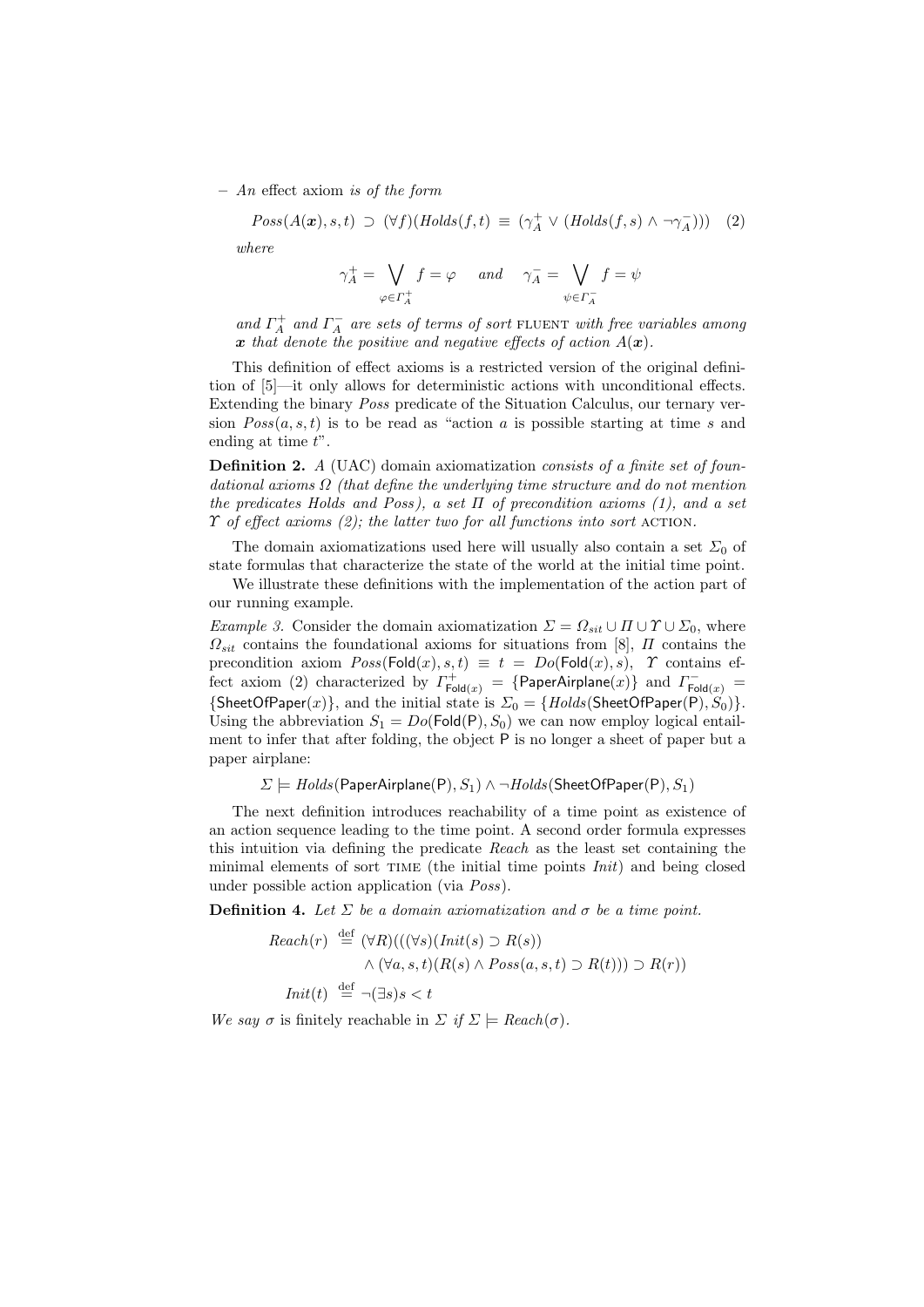– *An* effect axiom *is of the form*

$$Poss(A(\boldsymbol{x}), s, t) \supset (\forall f)(Holds(f, t) \equiv (\gamma_A^+ \vee (Holds(f, s) \wedge \neg\gamma_A^-))) \quad (2)$$

*where*

$$\gamma_A^+ = \bigvee_{\varphi \in \Gamma_A^+} f = \varphi \quad \text{and} \quad \gamma_A^- = \bigvee_{\psi \in \Gamma_A^-} f = \psi$$

*and $\Gamma_A^+$ and $\Gamma_A^-$ are sets of terms of sort* FLUENT *with free variables among $\boldsymbol{x}$ that denote the positive and negative effects of action $A(\boldsymbol{x})$.*

This definition of effect axioms is a restricted version of the original definition of [5]—it only allows for deterministic actions with unconditional effects. Extending the binary *Poss* predicate of the Situation Calculus, our ternary version $Poss(a, s, t)$ is to be read as "action $a$ is possible starting at time $s$ and ending at time $t$".

**Definition 2.** *A* (UAC) domain axiomatization *consists of a finite set of foundational axioms $\Omega$ (that define the underlying time structure and do not mention the predicates Holds and Poss), a set $\Pi$ of precondition axioms (1), and a set $\Upsilon$ of effect axioms (2); the latter two for all functions into sort* ACTION.

The domain axiomatizations used here will usually also contain a set $\Sigma_0$ of state formulas that characterize the state of the world at the initial time point.

We illustrate these definitions with the implementation of the action part of our running example.

*Example 3.* Consider the domain axiomatization $\Sigma = \Omega_{sit} \cup \Pi \cup \Upsilon \cup \Sigma_0$, where $\Omega_{sit}$ contains the foundational axioms for situations from [8], $\Pi$ contains the precondition axiom $Poss(\mathsf{Fold}(x), s, t) \equiv t = Do(\mathsf{Fold}(x), s)$, $\Upsilon$ contains effect axiom (2) characterized by $\Gamma^+_{\mathsf{Fold}(x)} = \{\mathsf{PaperAirplane}(x)\}$ and $\Gamma^-_{\mathsf{Fold}(x)} = \{\mathsf{SheetOfPaper}(x)\}$, and the initial state is $\Sigma_0 = \{Holds(\mathsf{SheetOfPaper}(\mathsf{P}), S_0)\}$. Using the abbreviation $S_1 = Do(\mathsf{Fold}(\mathsf{P}), S_0)$ we can now employ logical entailment to infer that after folding, the object P is no longer a sheet of paper but a paper airplane:

$$\Sigma \models Holds(\mathsf{PaperAirplane}(\mathsf{P}), S_1) \wedge \neg Holds(\mathsf{SheetOfPaper}(\mathsf{P}), S_1)$$

The next definition introduces reachability of a time point as existence of an action sequence leading to the time point. A second order formula expresses this intuition via defining the predicate *Reach* as the least set containing the minimal elements of sort TIME (the initial time points *Init*) and being closed under possible action application (via *Poss*).

**Definition 4.** *Let $\Sigma$ be a domain axiomatization and $\sigma$ be a time point.*

$$\begin{aligned} Reach(r) &\stackrel{\text{def}}{=} (\forall R)(((\forall s)(Init(s) \supset R(s)) \\ &\qquad \wedge (\forall a, s, t)(R(s) \wedge Poss(a, s, t) \supset R(t))) \supset R(r)) \\ Init(t) &\stackrel{\text{def}}{=} \neg(\exists s) s < t \end{aligned}$$

*We say $\sigma$ is* finitely reachable *in $\Sigma$ if $\Sigma \models Reach(\sigma)$.*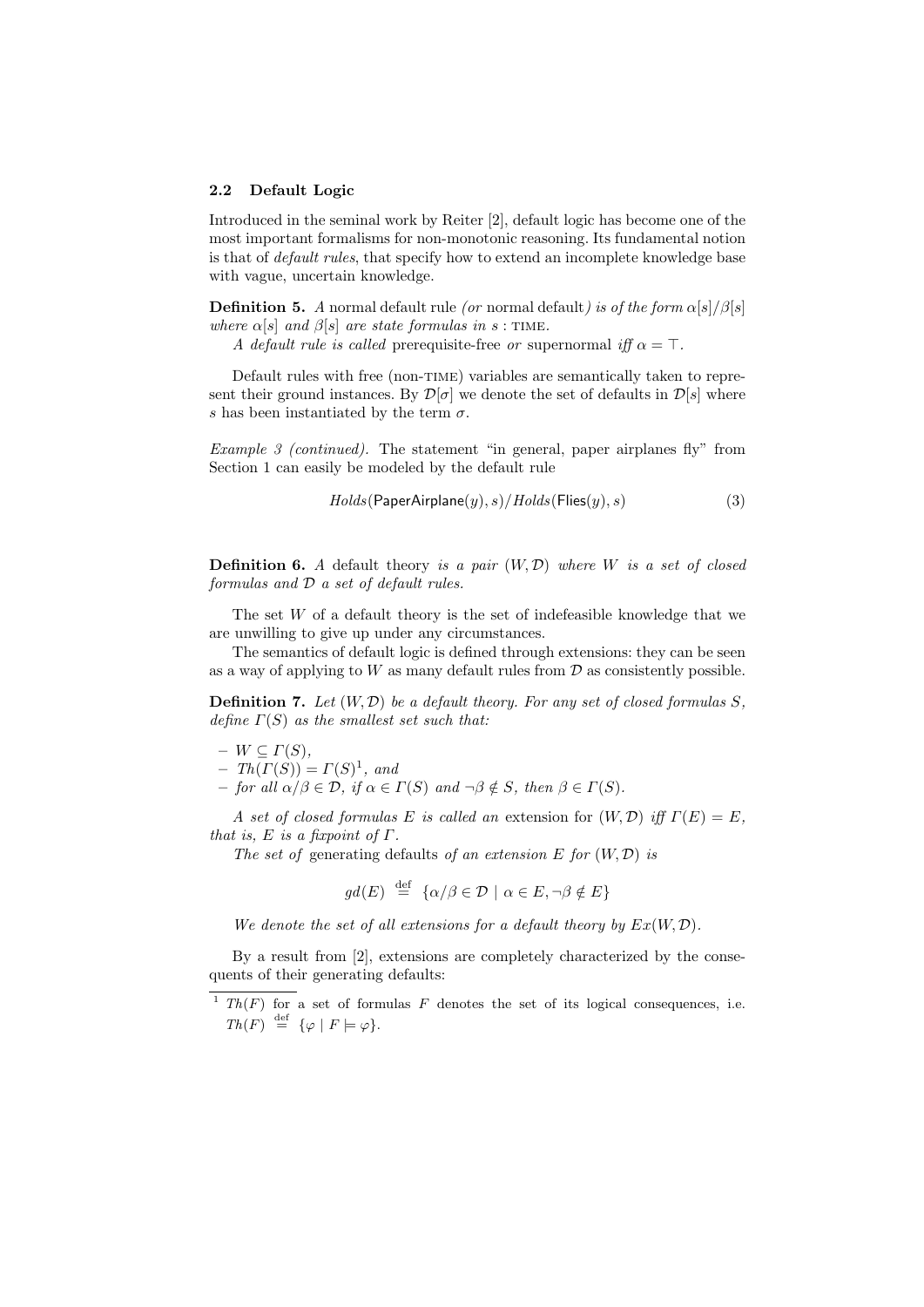### 2.2 Default Logic

Introduced in the seminal work by Reiter [2], default logic has become one of the most important formalisms for non-monotonic reasoning. Its fundamental notion is that of *default rules*, that specify how to extend an incomplete knowledge base with vague, uncertain knowledge.

**Definition 5.** *A* normal default rule *(or* normal default*) is of the form $\alpha[s]/\beta[s]$ where $\alpha[s]$ and $\beta[s]$ are state formulas in $s$ :* TIME.

*A default rule is called* prerequisite-free *or* supernormal *iff $\alpha = \top$.*

Default rules with free (non-TIME) variables are semantically taken to represent their ground instances. By $\mathcal{D}[\sigma]$ we denote the set of defaults in $\mathcal{D}[s]$ where $s$ has been instantiated by the term $\sigma$.

*Example 3 (continued).* The statement "in general, paper airplanes fly" from Section 1 can easily be modeled by the default rule

$$Holds(\mathsf{PaperAirplane}(y), s)/Holds(\mathsf{Flies}(y), s) \tag{3}$$

**Definition 6.** *A* default theory *is a pair $(W, \mathcal{D})$ where $W$ is a set of closed formulas and $\mathcal{D}$ a set of default rules.*

The set $W$ of a default theory is the set of indefeasible knowledge that we are unwilling to give up under any circumstances.

The semantics of default logic is defined through extensions: they can be seen as a way of applying to $W$ as many default rules from $\mathcal{D}$ as consistently possible.

**Definition 7.** *Let $(W, \mathcal{D})$ be a default theory. For any set of closed formulas $S$, define $\Gamma(S)$ as the smallest set such that:*

- $W \subseteq \Gamma(S)$,
- $Th(\Gamma(S)) = \Gamma(S)$[1], *and*
- *for all $\alpha/\beta \in \mathcal{D}$, if $\alpha \in \Gamma(S)$ and $\neg\beta \notin S$, then $\beta \in \Gamma(S)$.*

*A set of closed formulas $E$ is called an* extension *for $(W, \mathcal{D})$ iff $\Gamma(E) = E$, that is, $E$ is a fixpoint of $\Gamma$.*

*The set of* generating defaults *of an extension $E$ for $(W, \mathcal{D})$ is*

$$gd(E) \stackrel{\text{def}}{=} \{\alpha/\beta \in \mathcal{D} \mid \alpha \in E, \neg\beta \notin E\}$$

*We denote the set of all extensions for a default theory by $Ex(W, \mathcal{D})$.*

By a result from [2], extensions are completely characterized by the consequents of their generating defaults:

[1] $Th(F)$ for a set of formulas $F$ denotes the set of its logical consequences, i.e. $Th(F) \stackrel{\text{def}}{=} \{\varphi \mid F \models \varphi\}$.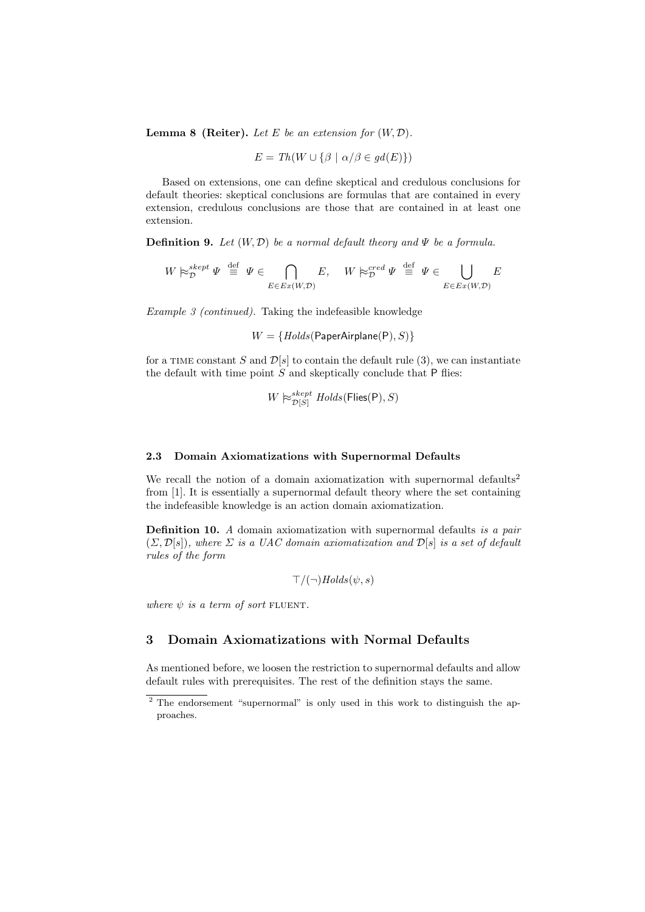**Lemma 8 (Reiter).** *Let $E$ be an extension for $(W, \mathcal{D})$.*

$$E = Th(W \cup \{\beta \mid \alpha/\beta \in gd(E)\})$$

Based on extensions, one can define skeptical and credulous conclusions for default theories: skeptical conclusions are formulas that are contained in every extension, credulous conclusions are those that are contained in at least one extension.

**Definition 9.** *Let $(W, \mathcal{D})$ be a normal default theory and $\Psi$ be a formula.*

$$W \approx_{\mathcal{D}}^{skept} \Psi \stackrel{\text{def}}{\equiv} \Psi \in \bigcap_{E \in Ex(W,\mathcal{D})} E, \quad W \approx_{\mathcal{D}}^{cred} \Psi \stackrel{\text{def}}{\equiv} \Psi \in \bigcup_{E \in Ex(W,\mathcal{D})} E$$

*Example 3 (continued).* Taking the indefeasible knowledge

$$W = \{Holds(\mathsf{PaperAirplane}(\mathsf{P}), S)\}$$

for a TIME constant $S$ and $\mathcal{D}[s]$ to contain the default rule (3), we can instantiate the default with time point $S$ and skeptically conclude that P flies:

$$W \approx_{\mathcal{D}[S]}^{skept} Holds(\mathsf{Flies}(\mathsf{P}), S)$$

### 2.3 Domain Axiomatizations with Supernormal Defaults

We recall the notion of a domain axiomatization with supernormal defaults[2] from [1]. It is essentially a supernormal default theory where the set containing the indefeasible knowledge is an action domain axiomatization.

**Definition 10.** *A* domain axiomatization with supernormal defaults *is a pair $(\Sigma, \mathcal{D}[s])$, where $\Sigma$ is a UAC domain axiomatization and $\mathcal{D}[s]$ is a set of default rules of the form*

$$\top/(\neg)Holds(\psi, s)$$

*where $\psi$ is a term of sort* FLUENT.

## 3 Domain Axiomatizations with Normal Defaults

As mentioned before, we loosen the restriction to supernormal defaults and allow default rules with prerequisites. The rest of the definition stays the same.

[2] The endorsement "supernormal" is only used in this work to distinguish the approaches.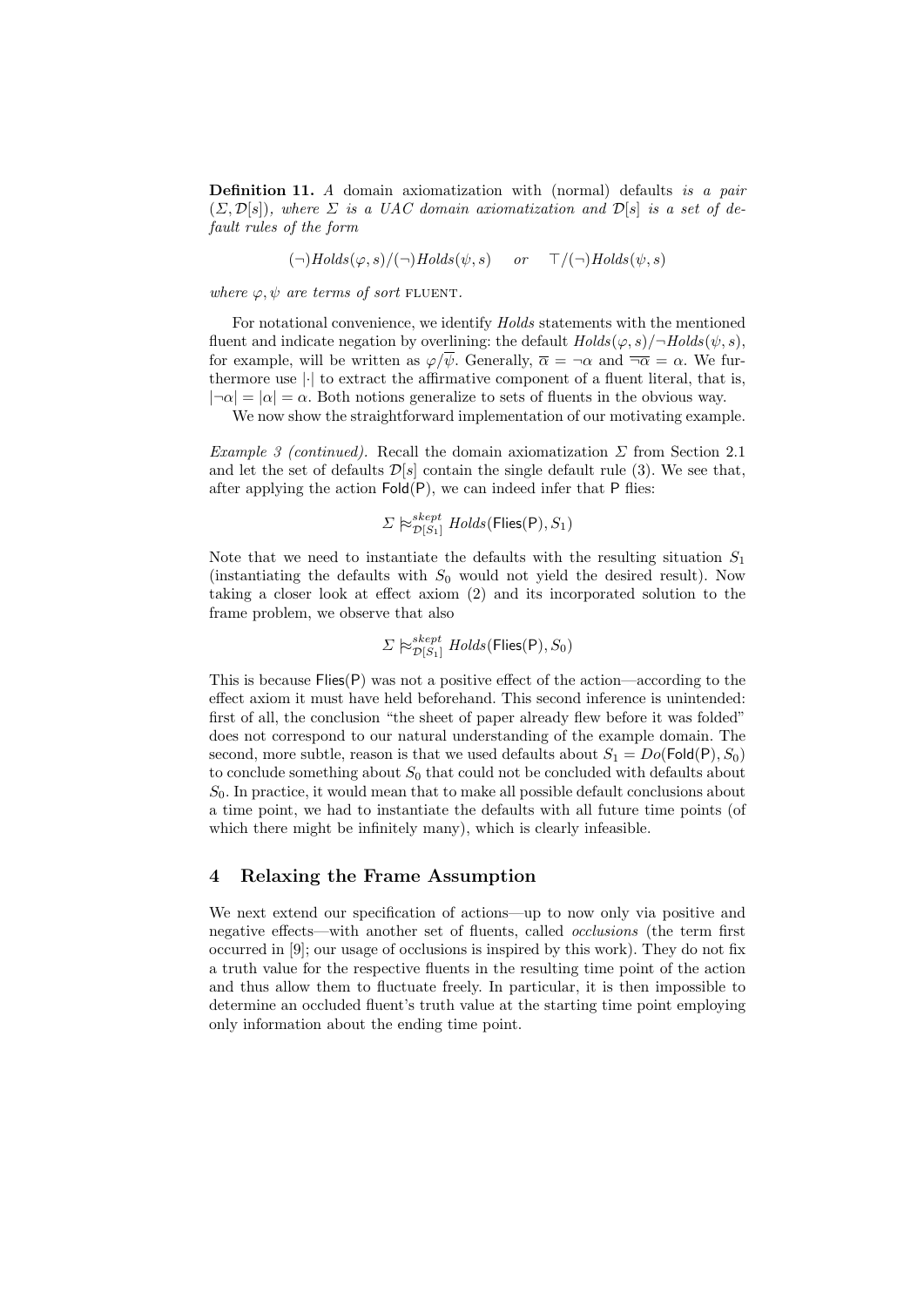**Definition 11.** *A domain axiomatization with (normal) defaults is a pair* $(\Sigma, \mathcal{D}[s])$*, where* $\Sigma$ *is a UAC domain axiomatization and* $\mathcal{D}[s]$ *is a set of default rules of the form*

$$(\neg)Holds(\varphi, s)/(\neg)Holds(\psi, s) \quad \text{or} \quad \top/(\neg)Holds(\psi, s)$$

*where* $\varphi, \psi$ *are terms of sort* FLUENT.

For notational convenience, we identify *Holds* statements with the mentioned fluent and indicate negation by overlining: the default $Holds(\varphi, s)/\neg Holds(\psi, s)$, for example, will be written as $\varphi/\overline{\psi}$. Generally, $\overline{\alpha} = \neg\alpha$ and $\overline{\neg\alpha} = \alpha$. We furthermore use $|\cdot|$ to extract the affirmative component of a fluent literal, that is, $|\neg\alpha| = |\alpha| = \alpha$. Both notions generalize to sets of fluents in the obvious way.

We now show the straightforward implementation of our motivating example.

*Example 3 (continued).* Recall the domain axiomatization $\Sigma$ from Section 2.1 and let the set of defaults $\mathcal{D}[s]$ contain the single default rule (3). We see that, after applying the action $\mathsf{Fold}(\mathsf{P})$, we can indeed infer that $\mathsf{P}$ flies:

$$\Sigma \approx^{skept}_{\mathcal{D}[S_1]} Holds(\mathsf{Flies}(\mathsf{P}), S_1)$$

Note that we need to instantiate the defaults with the resulting situation $S_1$ (instantiating the defaults with $S_0$ would not yield the desired result). Now taking a closer look at effect axiom (2) and its incorporated solution to the frame problem, we observe that also

$$\Sigma \approx^{skept}_{\mathcal{D}[S_1]} Holds(\mathsf{Flies}(\mathsf{P}), S_0)$$

This is because $\mathsf{Flies}(\mathsf{P})$ was not a positive effect of the action—according to the effect axiom it must have held beforehand. This second inference is unintended: first of all, the conclusion "the sheet of paper already flew before it was folded" does not correspond to our natural understanding of the example domain. The second, more subtle, reason is that we used defaults about $S_1 = Do(\mathsf{Fold}(\mathsf{P}), S_0)$ to conclude something about $S_0$ that could not be concluded with defaults about $S_0$. In practice, it would mean that to make all possible default conclusions about a time point, we had to instantiate the defaults with all future time points (of which there might be infinitely many), which is clearly infeasible.

## 4 Relaxing the Frame Assumption

We next extend our specification of actions—up to now only via positive and negative effects—with another set of fluents, called *occlusions* (the term first occurred in [9]; our usage of occlusions is inspired by this work). They do not fix a truth value for the respective fluents in the resulting time point of the action and thus allow them to fluctuate freely. In particular, it is then impossible to determine an occluded fluent's truth value at the starting time point employing only information about the ending time point.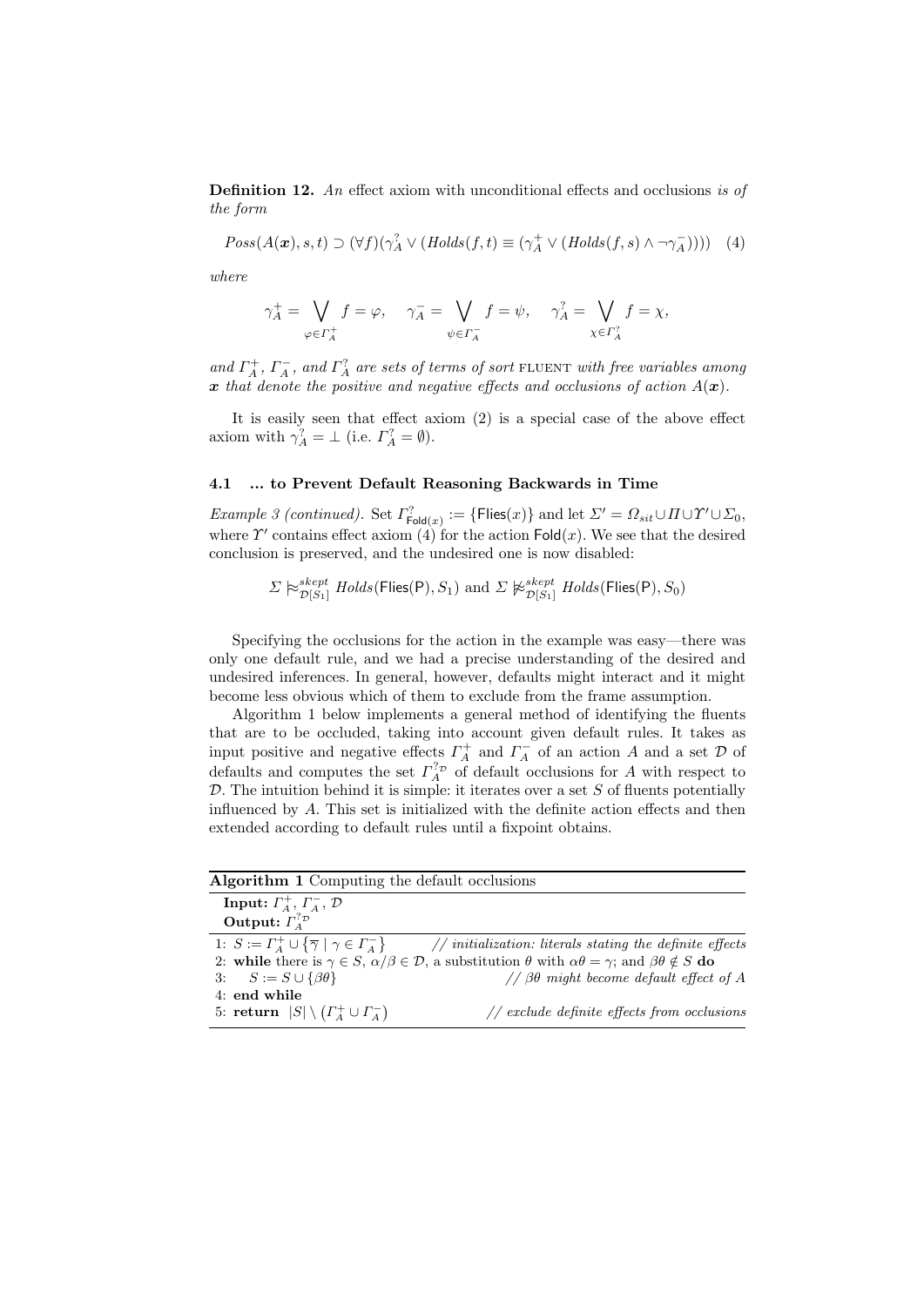**Definition 12.** *An* effect axiom with unconditional effects and occlusions *is of the form*

$$Poss(A(\boldsymbol{x}), s, t) \supset (\forall f)(\gamma_A^? \vee (Holds(f,t) \equiv (\gamma_A^+ \vee (Holds(f,s) \wedge \neg\gamma_A^-)))) \quad (4)$$

*where*

$$\gamma_A^+ = \bigvee_{\varphi \in \Gamma_A^+} f = \varphi, \quad \gamma_A^- = \bigvee_{\psi \in \Gamma_A^-} f = \psi, \quad \gamma_A^? = \bigvee_{\chi \in \Gamma_A^?} f = \chi,$$

*and* $\Gamma_A^+$, $\Gamma_A^-$, *and* $\Gamma_A^?$ *are sets of terms of sort* FLUENT *with free variables among* $\boldsymbol{x}$ *that denote the positive and negative effects and occlusions of action* $A(\boldsymbol{x})$.

It is easily seen that effect axiom (2) is a special case of the above effect axiom with $\gamma_A^? = \bot$ (i.e. $\Gamma_A^? = \emptyset$).

### 4.1 ... to Prevent Default Reasoning Backwards in Time

*Example 3 (continued).* Set $\Gamma_{\mathsf{Fold}(x)}^? := \{\mathsf{Flies}(x)\}$ and let $\Sigma' = \Omega_{sit} \cup \Pi \cup \Upsilon' \cup \Sigma_0$, where $\Upsilon'$ contains effect axiom (4) for the action $\mathsf{Fold}(x)$. We see that the desired conclusion is preserved, and the undesired one is now disabled:

$$\Sigma \mathrel{|\!\!\approx}_{\mathcal{D}[S_1]}^{skept} Holds(\mathsf{Flies}(\mathsf{P}), S_1) \text{ and } \Sigma \mathrel{|\!\!\not\approx}_{\mathcal{D}[S_1]}^{skept} Holds(\mathsf{Flies}(\mathsf{P}), S_0)$$

Specifying the occlusions for the action in the example was easy—there was only one default rule, and we had a precise understanding of the desired and undesired inferences. In general, however, defaults might interact and it might become less obvious which of them to exclude from the frame assumption.

Algorithm 1 below implements a general method of identifying the fluents that are to be occluded, taking into account given default rules. It takes as input positive and negative effects $\Gamma_A^+$ and $\Gamma_A^-$ of an action $A$ and a set $\mathcal{D}$ of defaults and computes the set $\Gamma_A^{?\mathcal{D}}$ of default occlusions for $A$ with respect to $\mathcal{D}$. The intuition behind it is simple: it iterates over a set $S$ of fluents potentially influenced by $A$. This set is initialized with the definite action effects and then extended according to default rules until a fixpoint obtains.

**Algorithm 1** Computing the default occlusions

**Input:** $\Gamma_A^+$, $\Gamma_A^-$, $\mathcal{D}$
**Output:** $\Gamma_A^{?\mathcal{D}}$

1: $S := \Gamma_A^+ \cup \{\overline{\gamma} \mid \gamma \in \Gamma_A^-\}$ // *initialization: literals stating the definite effects*
2: **while** there is $\gamma \in S$, $\alpha/\beta \in \mathcal{D}$, a substitution $\theta$ with $\alpha\theta = \gamma$; and $\beta\theta \notin S$ **do**
3: $\quad S := S \cup \{\beta\theta\}$ // *$\beta\theta$ might become default effect of $A$*
4: **end while**
5: **return** $|S| \setminus (\Gamma_A^+ \cup \Gamma_A^-)$ // *exclude definite effects from occlusions*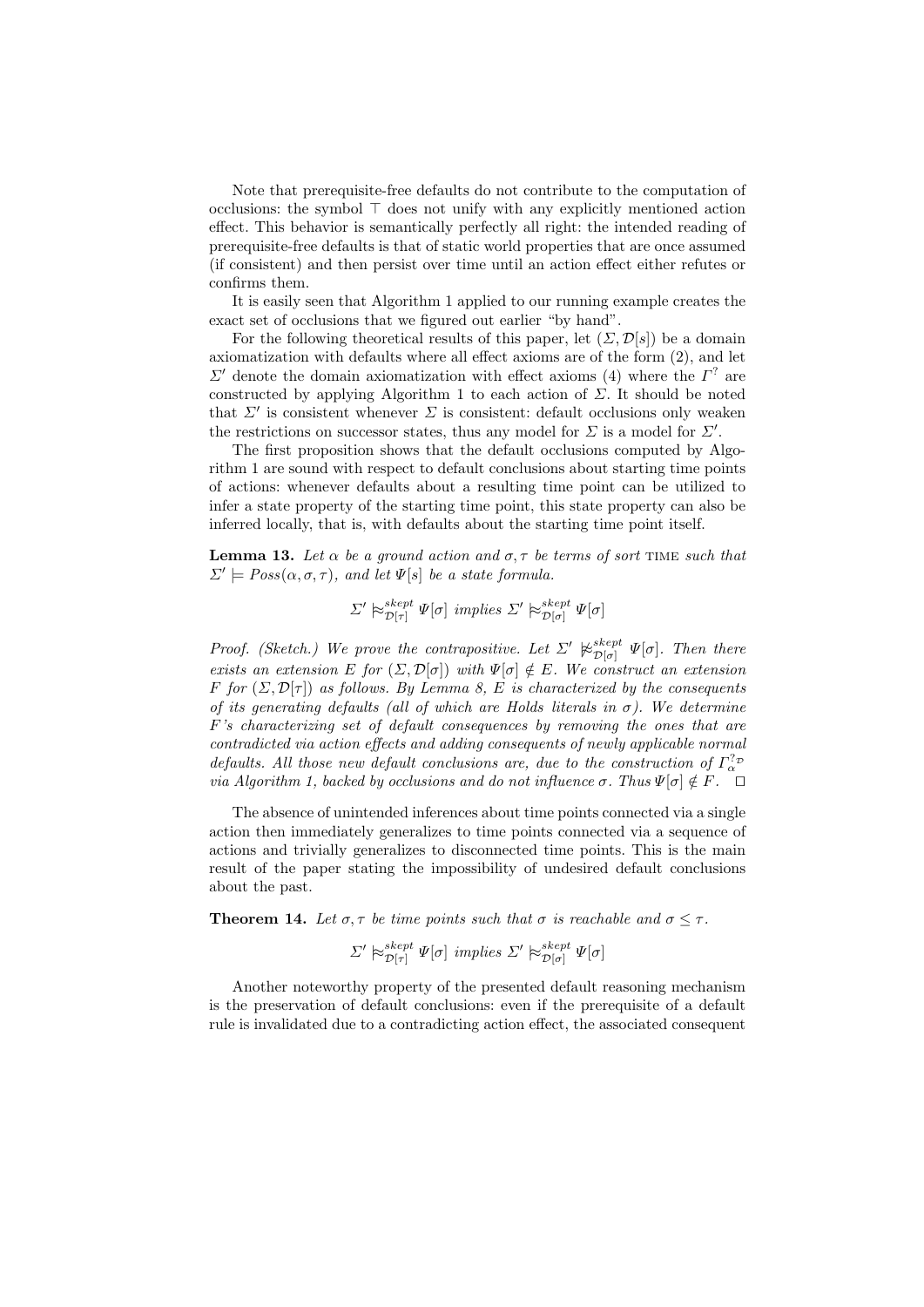Note that prerequisite-free defaults do not contribute to the computation of occlusions: the symbol $\top$ does not unify with any explicitly mentioned action effect. This behavior is semantically perfectly all right: the intended reading of prerequisite-free defaults is that of static world properties that are once assumed (if consistent) and then persist over time until an action effect either refutes or confirms them.

It is easily seen that Algorithm 1 applied to our running example creates the exact set of occlusions that we figured out earlier "by hand".

For the following theoretical results of this paper, let $(\Sigma, \mathcal{D}[s])$ be a domain axiomatization with defaults where all effect axioms are of the form (2), and let $\Sigma'$ denote the domain axiomatization with effect axioms (4) where the $\Gamma^?$ are constructed by applying Algorithm 1 to each action of $\Sigma$. It should be noted that $\Sigma'$ is consistent whenever $\Sigma$ is consistent: default occlusions only weaken the restrictions on successor states, thus any model for $\Sigma$ is a model for $\Sigma'$.

The first proposition shows that the default occlusions computed by Algorithm 1 are sound with respect to default conclusions about starting time points of actions: whenever defaults about a resulting time point can be utilized to infer a state property of the starting time point, this state property can also be inferred locally, that is, with defaults about the starting time point itself.

**Lemma 13.** *Let $\alpha$ be a ground action and $\sigma, \tau$ be terms of sort* TIME *such that $\Sigma' \models Poss(\alpha, \sigma, \tau)$, and let $\Psi[s]$ be a state formula.*

$$\Sigma' \approx^{skept}_{\mathcal{D}[\tau]} \Psi[\sigma] \text{ implies } \Sigma' \approx^{skept}_{\mathcal{D}[\sigma]} \Psi[\sigma]$$

*Proof. (Sketch.) We prove the contrapositive. Let $\Sigma' \not\approx^{skept}_{\mathcal{D}[\sigma]} \Psi[\sigma]$. Then there exists an extension $E$ for $(\Sigma, \mathcal{D}[\sigma])$ with $\Psi[\sigma] \notin E$. We construct an extension $F$ for $(\Sigma, \mathcal{D}[\tau])$ as follows. By Lemma 8, $E$ is characterized by the consequents of its generating defaults (all of which are Holds literals in $\sigma$). We determine $F$'s characterizing set of default consequences by removing the ones that are contradicted via action effects and adding consequents of newly applicable normal defaults. All those new default conclusions are, due to the construction of $\Gamma^{?\mathcal{D}}_\alpha$ via Algorithm 1, backed by occlusions and do not influence $\sigma$. Thus $\Psi[\sigma] \notin F$.* $\square$

The absence of unintended inferences about time points connected via a single action then immediately generalizes to time points connected via a sequence of actions and trivially generalizes to disconnected time points. This is the main result of the paper stating the impossibility of undesired default conclusions about the past.

**Theorem 14.** *Let $\sigma, \tau$ be time points such that $\sigma$ is reachable and $\sigma \leq \tau$.*

$$\Sigma' \approx^{skept}_{\mathcal{D}[\tau]} \Psi[\sigma] \text{ implies } \Sigma' \approx^{skept}_{\mathcal{D}[\sigma]} \Psi[\sigma]$$

Another noteworthy property of the presented default reasoning mechanism is the preservation of default conclusions: even if the prerequisite of a default rule is invalidated due to a contradicting action effect, the associated consequent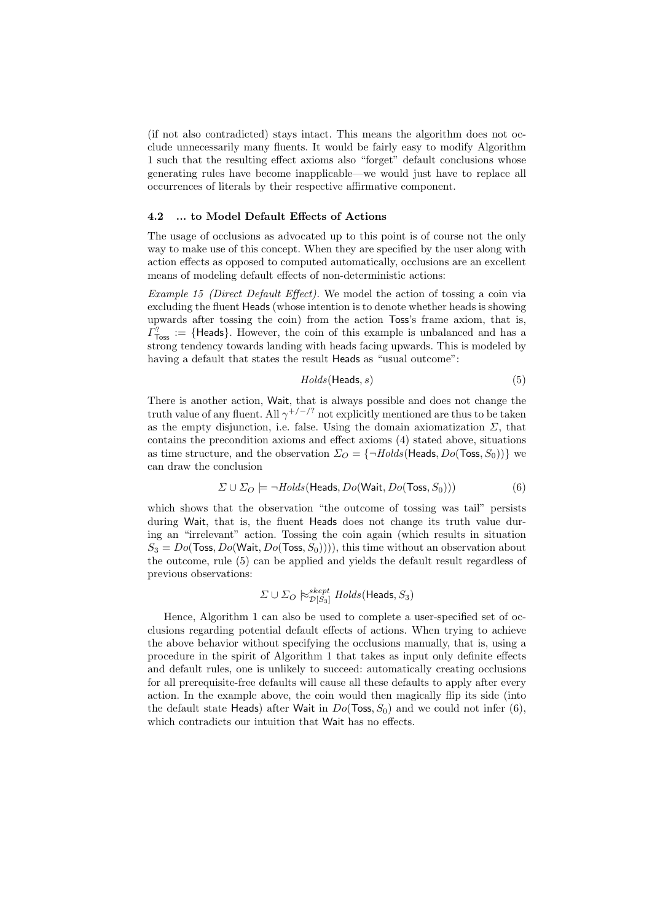(if not also contradicted) stays intact. This means the algorithm does not occlude unnecessarily many fluents. It would be fairly easy to modify Algorithm 1 such that the resulting effect axioms also "forget" default conclusions whose generating rules have become inapplicable—we would just have to replace all occurrences of literals by their respective affirmative component.

### 4.2 ... to Model Default Effects of Actions

The usage of occlusions as advocated up to this point is of course not the only way to make use of this concept. When they are specified by the user along with action effects as opposed to computed automatically, occlusions are an excellent means of modeling default effects of non-deterministic actions:

*Example 15 (Direct Default Effect).* We model the action of tossing a coin via excluding the fluent Heads (whose intention is to denote whether heads is showing upwards after tossing the coin) from the action Toss's frame axiom, that is, $\Gamma^?_{\mathsf{Toss}} := \{\mathsf{Heads}\}$. However, the coin of this example is unbalanced and has a strong tendency towards landing with heads facing upwards. This is modeled by having a default that states the result Heads as "usual outcome":

$$Holds(\mathsf{Heads}, s) \tag{5}$$

There is another action, Wait, that is always possible and does not change the truth value of any fluent. All $\gamma^{+/-/?}$ not explicitly mentioned are thus to be taken as the empty disjunction, i.e. false. Using the domain axiomatization $\Sigma$, that contains the precondition axioms and effect axioms (4) stated above, situations as time structure, and the observation $\Sigma_O = \{\neg Holds(\mathsf{Heads}, Do(\mathsf{Toss}, S_0))\}$ we can draw the conclusion

$$\Sigma \cup \Sigma_O \models \neg Holds(\mathsf{Heads}, Do(\mathsf{Wait}, Do(\mathsf{Toss}, S_0))) \tag{6}$$

which shows that the observation "the outcome of tossing was tail" persists during Wait, that is, the fluent Heads does not change its truth value during an "irrelevant" action. Tossing the coin again (which results in situation $S_3 = Do(\mathsf{Toss}, Do(\mathsf{Wait}, Do(\mathsf{Toss}, S_0)))$), this time without an observation about the outcome, rule (5) can be applied and yields the default result regardless of previous observations:

$$\Sigma \cup \Sigma_O \approx^{skept}_{\mathcal{D}[S_3]} Holds(\mathsf{Heads}, S_3)$$

Hence, Algorithm 1 can also be used to complete a user-specified set of occlusions regarding potential default effects of actions. When trying to achieve the above behavior without specifying the occlusions manually, that is, using a procedure in the spirit of Algorithm 1 that takes as input only definite effects and default rules, one is unlikely to succeed: automatically creating occlusions for all prerequisite-free defaults will cause all these defaults to apply after every action. In the example above, the coin would then magically flip its side (into the default state Heads) after Wait in $Do(\mathsf{Toss}, S_0)$ and we could not infer (6), which contradicts our intuition that Wait has no effects.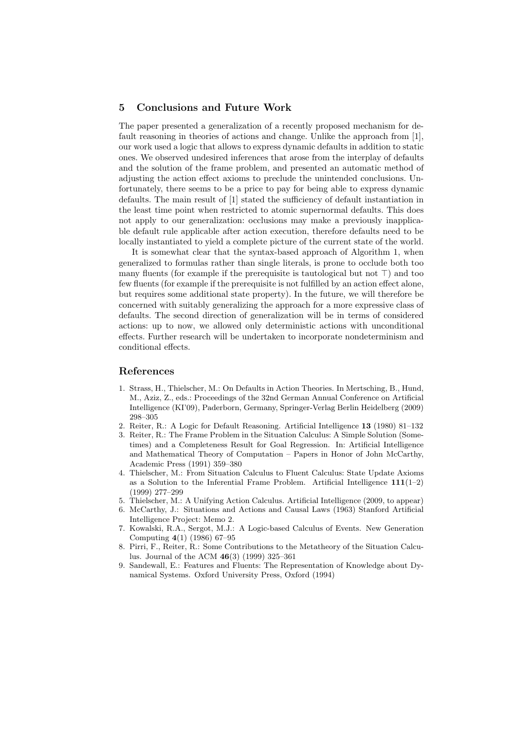## 5 Conclusions and Future Work

The paper presented a generalization of a recently proposed mechanism for default reasoning in theories of actions and change. Unlike the approach from [1], our work used a logic that allows to express dynamic defaults in addition to static ones. We observed undesired inferences that arose from the interplay of defaults and the solution of the frame problem, and presented an automatic method of adjusting the action effect axioms to preclude the unintended conclusions. Unfortunately, there seems to be a price to pay for being able to express dynamic defaults. The main result of [1] stated the sufficiency of default instantiation in the least time point when restricted to atomic supernormal defaults. This does not apply to our generalization: occlusions may make a previously inapplicable default rule applicable after action execution, therefore defaults need to be locally instantiated to yield a complete picture of the current state of the world.

It is somewhat clear that the syntax-based approach of Algorithm 1, when generalized to formulas rather than single literals, is prone to occlude both too many fluents (for example if the prerequisite is tautological but not $\top$) and too few fluents (for example if the prerequisite is not fulfilled by an action effect alone, but requires some additional state property). In the future, we will therefore be concerned with suitably generalizing the approach for a more expressive class of defaults. The second direction of generalization will be in terms of considered actions: up to now, we allowed only deterministic actions with unconditional effects. Further research will be undertaken to incorporate nondeterminism and conditional effects.

## References

1. Strass, H., Thielscher, M.: On Defaults in Action Theories. In Mertsching, B., Hund, M., Aziz, Z., eds.: Proceedings of the 32nd German Annual Conference on Artificial Intelligence (KI'09), Paderborn, Germany, Springer-Verlag Berlin Heidelberg (2009) 298–305
2. Reiter, R.: A Logic for Default Reasoning. Artificial Intelligence **13** (1980) 81–132
3. Reiter, R.: The Frame Problem in the Situation Calculus: A Simple Solution (Sometimes) and a Completeness Result for Goal Regression. In: Artificial Intelligence and Mathematical Theory of Computation – Papers in Honor of John McCarthy, Academic Press (1991) 359–380
4. Thielscher, M.: From Situation Calculus to Fluent Calculus: State Update Axioms as a Solution to the Inferential Frame Problem. Artificial Intelligence **111**(1–2) (1999) 277–299
5. Thielscher, M.: A Unifying Action Calculus. Artificial Intelligence (2009, to appear)
6. McCarthy, J.: Situations and Actions and Causal Laws (1963) Stanford Artificial Intelligence Project: Memo 2.
7. Kowalski, R.A., Sergot, M.J.: A Logic-based Calculus of Events. New Generation Computing **4**(1) (1986) 67–95
8. Pirri, F., Reiter, R.: Some Contributions to the Metatheory of the Situation Calculus. Journal of the ACM **46**(3) (1999) 325–361
9. Sandewall, E.: Features and Fluents: The Representation of Knowledge about Dynamical Systems. Oxford University Press, Oxford (1994)